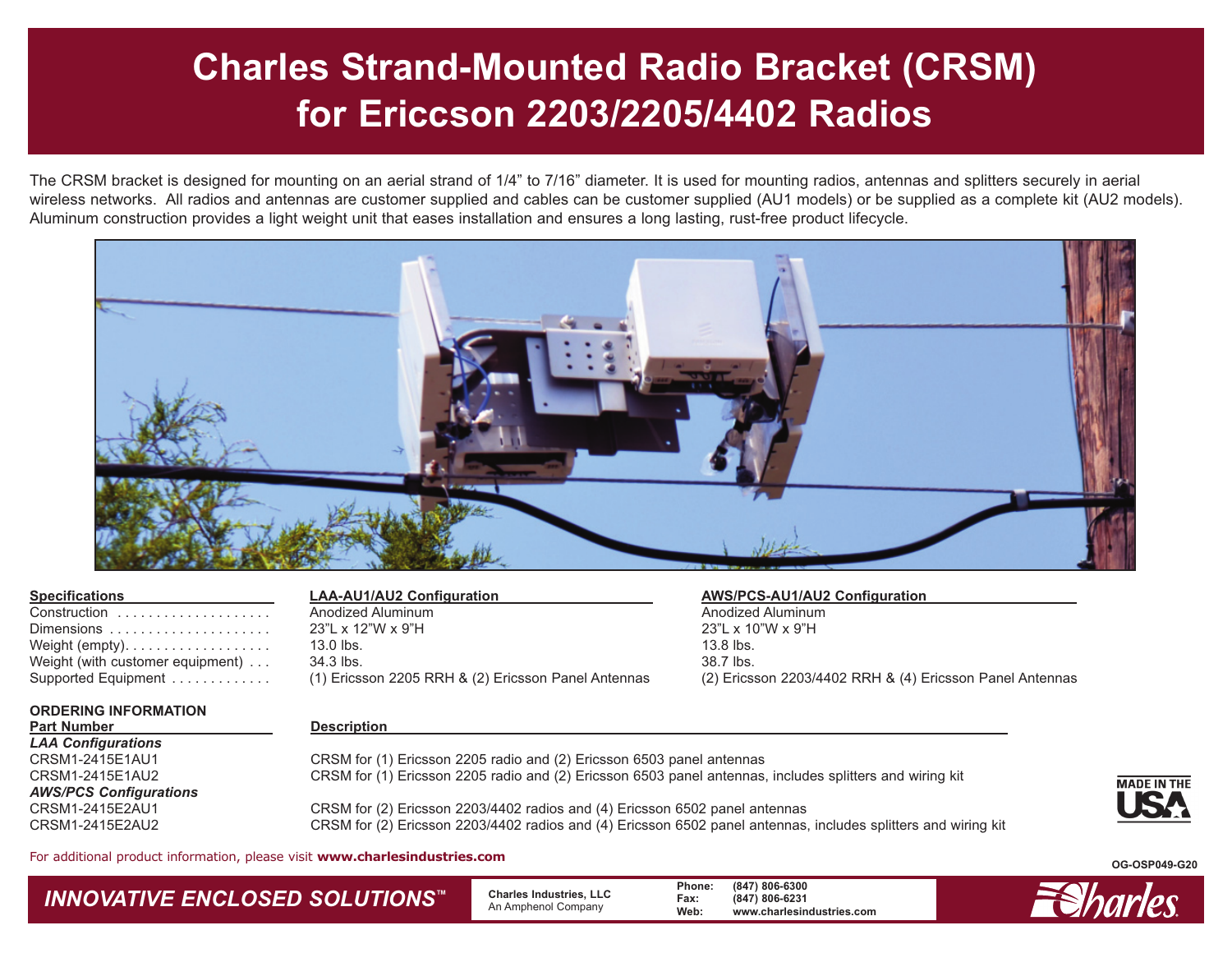# Charles Strand-Mounted Radio Bracket (CRSM) for Ericcson 2203/2205/4402 Radios

The CRSM bracket is designed for mounting on an aerial strand of 1/4" to 7/16" diameter. It is used for mounting radios, antennas and splitters securely in aerial wireless networks. All radios and antennas are customer supplied and cables can be customer supplied (AU1 models) or be supplied as a complete kit (AU2 models). Aluminum construction provides a light weight unit that eases installation and ensures a long lasting, rust-free product lifecycle.

| Specifications | LAA-AU1/AU2 Configuration | AWS/PCS-AU1/AU2 Configuration |
|---|---|---|
| Construction | Anodized Aluminum | Anodized Aluminum |
| Dimensions | 23"L x 12"W x 9"H | 23"L x 10"W x 9"H |
| Weight (empty) | 13.0 lbs. | 13.8 lbs. |
| Weight (with customer equipment) | 34.3 lbs. | 38.7 lbs. |
| Supported Equipment | (1) Ericsson 2205 RRH & (2) Ericsson Panel Antennas | (2) Ericsson 2203/4402 RRH & (4) Ericsson Panel Antennas |

**ORDERING INFORMATION**

| Part Number | Description |
|---|---|
| ***LAA Configurations*** | |
| CRSM1-2415E1AU1 | CRSM for (1) Ericsson 2205 radio and (2) Ericsson 6503 panel antennas |
| CRSM1-2415E1AU2 | CRSM for (1) Ericsson 2205 radio and (2) Ericsson 6503 panel antennas, includes splitters and wiring kit |
| ***AWS/PCS Configurations*** | |
| CRSM1-2415E2AU1 | CRSM for (2) Ericsson 2203/4402 radios and (4) Ericsson 6502 panel antennas |
| CRSM1-2415E2AU2 | CRSM for (2) Ericsson 2203/4402 radios and (4) Ericsson 6502 panel antennas, includes splitters and wiring kit |

MADE IN THE USA

For additional product information, please visit **www.charlesindustries.com**

OG-OSP049-G20

*INNOVATIVE ENCLOSED SOLUTIONS™*

**Charles Industries, LLC**
An Amphenol Company

**Phone:** (847) 806-6300
**Fax:** (847) 806-6231
**Web:** www.charlesindustries.com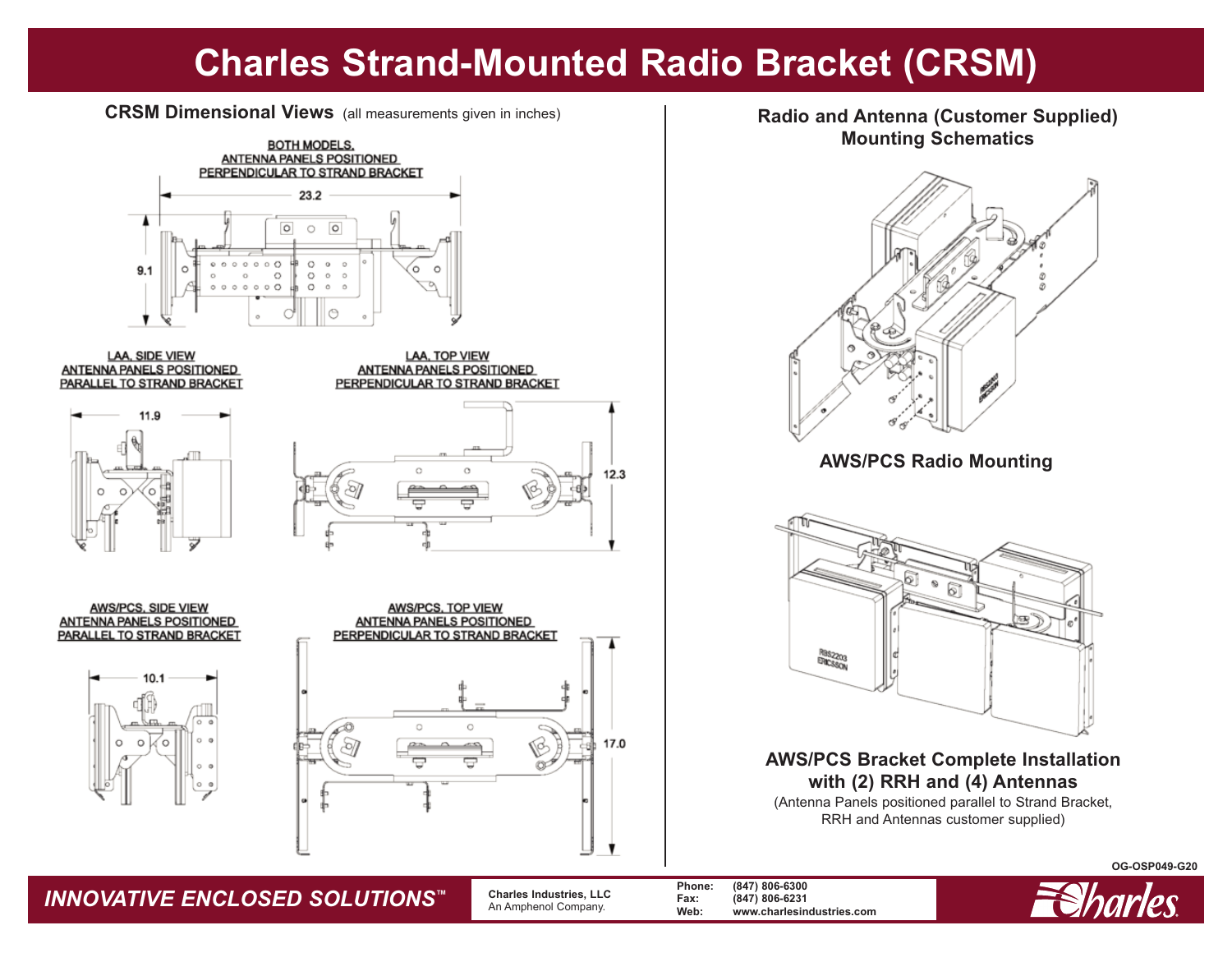# Charles Strand-Mounted Radio Bracket (CRSM)

**CRSM Dimensional Views** (all measurements given in inches)

BOTH MODELS,
ANTENNA PANELS POSITIONED
PERPENDICULAR TO STRAND BRACKET

23.2

9.1

LAA, SIDE VIEW
ANTENNA PANELS POSITIONED
PARALLEL TO STRAND BRACKET

11.9

LAA, TOP VIEW
ANTENNA PANELS POSITIONED
PERPENDICULAR TO STRAND BRACKET

12.3

AWS/PCS, SIDE VIEW
ANTENNA PANELS POSITIONED
PARALLEL TO STRAND BRACKET

10.1

AWS/PCS, TOP VIEW
ANTENNA PANELS POSITIONED
PERPENDICULAR TO STRAND BRACKET

17.0

**Radio and Antenna (Customer Supplied) Mounting Schematics**

**AWS/PCS Radio Mounting**

**AWS/PCS Bracket Complete Installation with (2) RRH and (4) Antennas**

(Antenna Panels positioned parallel to Strand Bracket, RRH and Antennas customer supplied)

OG-OSP049-G20

*INNOVATIVE ENCLOSED SOLUTIONS™*

**Charles Industries, LLC**
An Amphenol Company.

**Phone:** (847) 806-6300
**Fax:** (847) 806-6231
**Web:** www.charlesindustries.com